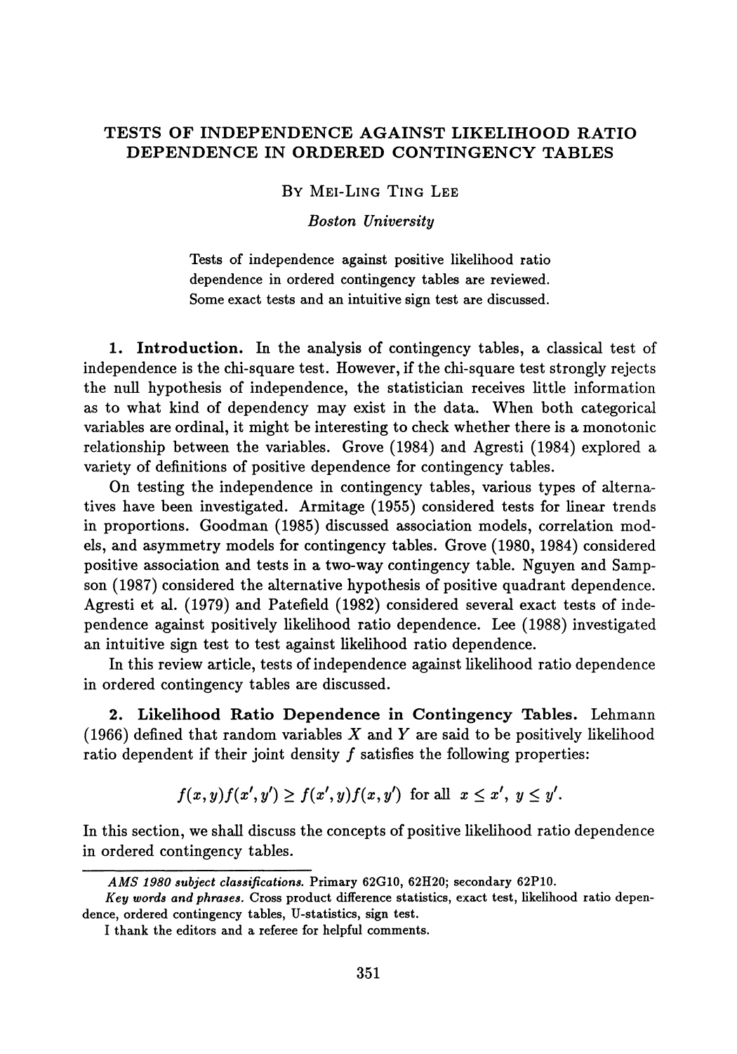# TESTS OF INDEPENDENCE AGAINST LIKELIHOOD RATIO DEPENDENCE IN ORDERED CONTINGENCY TABLES

BY MEI-LING TING LEE

*Boston University*

Tests of independence against positive likelihood ratio dependence in ordered contingency tables are reviewed. Some exact tests and an intuitive sign test are discussed.

**1. Introduction.** In the analysis of contingency tables, a classical test of independence is the chi-square test. However, if the chi-square test strongly rejects the null hypothesis of independence, the statistician receives little information as to what kind of dependency may exist in the data. When both categorical variables are ordinal, it might be interesting to check whether there is a monotonic relationship between the variables. Grove (1984) and Agresti (1984) explored a variety of definitions of positive dependence for contingency tables.

On testing the independence in contingency tables, various types of alternatives have been investigated. Armitage (1955) considered tests for linear trends in proportions. Goodman (1985) discussed association models, correlation models, and asymmetry models for contingency tables. Grove (1980, 1984) considered positive association and tests in a two-way contingency table. Nguyen and Sampson (1987) considered the alternative hypothesis of positive quadrant dependence. Agresti et al. (1979) and Patefield (1982) considered several exact tests of independence against positively likelihood ratio dependence. Lee (1988) investigated an intuitive sign test to test against likelihood ratio dependence.

In this review article, tests of independence against likelihood ratio dependence in ordered contingency tables are discussed.

**2. Likelihood Ratio Dependence in Contingency Tables.** Lehmann (1966) defined that random variables $X$ and $Y$ are said to be positively likelihood ratio dependent if their joint density $f$ satisfies the following properties:

$$f(x,y)f(x',y') \geq f(x',y)f(x,y') \text{ for all } x \leq x',\ y \leq y'.$$

In this section, we shall discuss the concepts of positive likelihood ratio dependence in ordered contingency tables.

---

*AMS 1980 subject classifications.* Primary 62G10, 62H20; secondary 62P10.

*Key words and phrases.* Cross product difference statistics, exact test, likelihood ratio dependence, ordered contingency tables, U-statistics, sign test.

I thank the editors and a referee for helpful comments.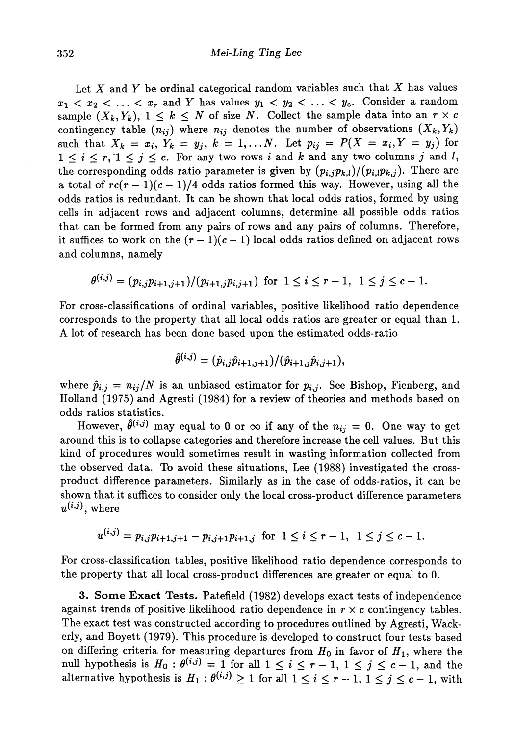Let $X$ and $Y$ be ordinal categorical random variables such that $X$ has values $x_1 < x_2 < \ldots < x_r$ and $Y$ has values $y_1 < y_2 < \ldots < y_c$. Consider a random sample $(X_k, Y_k)$, $1 \leq k \leq N$ of size $N$. Collect the sample data into an $r \times c$ contingency table $(n_{ij})$ where $n_{ij}$ denotes the number of observations $(X_k, Y_k)$ such that $X_k = x_i$, $Y_k = y_j$, $k = 1, \ldots N$. Let $p_{ij} = P(X = x_i, Y = y_j)$ for $1 \leq i \leq r$, $1 \leq j \leq c$. For any two rows $i$ and $k$ and any two columns $j$ and $l$, the corresponding odds ratio parameter is given by $(p_{i,j}p_{k,l})/(p_{i,l}p_{k,j})$. There are a total of $rc(r-1)(c-1)/4$ odds ratios formed this way. However, using all the odds ratios is redundant. It can be shown that local odds ratios, formed by using cells in adjacent rows and adjacent columns, determine all possible odds ratios that can be formed from any pairs of rows and any pairs of columns. Therefore, it suffices to work on the $(r-1)(c-1)$ local odds ratios defined on adjacent rows and columns, namely

$$\theta^{(i,j)} = (p_{i,j}p_{i+1,j+1})/(p_{i+1,j}p_{i,j+1}) \text{ for } 1 \leq i \leq r-1, \ 1 \leq j \leq c-1.$$

For cross-classifications of ordinal variables, positive likelihood ratio dependence corresponds to the property that all local odds ratios are greater or equal than 1. A lot of research has been done based upon the estimated odds-ratio

$$\hat{\theta}^{(i,j)} = (\hat{p}_{i,j}\hat{p}_{i+1,j+1})/(\hat{p}_{i+1,j}\hat{p}_{i,j+1}),$$

where $\hat{p}_{i,j} = n_{ij}/N$ is an unbiased estimator for $p_{i,j}$. See Bishop, Fienberg, and Holland (1975) and Agresti (1984) for a review of theories and methods based on odds ratios statistics.

However, $\hat{\theta}^{(i,j)}$ may equal to 0 or $\infty$ if any of the $n_{ij} = 0$. One way to get around this is to collapse categories and therefore increase the cell values. But this kind of procedures would sometimes result in wasting information collected from the observed data. To avoid these situations, Lee (1988) investigated the cross-product difference parameters. Similarly as in the case of odds-ratios, it can be shown that it suffices to consider only the local cross-product difference parameters $u^{(i,j)}$, where

$$u^{(i,j)} = p_{i,j}p_{i+1,j+1} - p_{i,j+1}p_{i+1,j} \text{ for } 1 \leq i \leq r-1, \ 1 \leq j \leq c-1.$$

For cross-classification tables, positive likelihood ratio dependence corresponds to the property that all local cross-product differences are greater or equal to 0.

**3. Some Exact Tests.** Patefield (1982) develops exact tests of independence against trends of positive likelihood ratio dependence in $r \times c$ contingency tables. The exact test was constructed according to procedures outlined by Agresti, Wackerly, and Boyett (1979). This procedure is developed to construct four tests based on differing criteria for measuring departures from $H_0$ in favor of $H_1$, where the null hypothesis is $H_0 : \theta^{(i,j)} = 1$ for all $1 \leq i \leq r-1$, $1 \leq j \leq c-1$, and the alternative hypothesis is $H_1 : \theta^{(i,j)} \geq 1$ for all $1 \leq i \leq r-1$, $1 \leq j \leq c-1$, with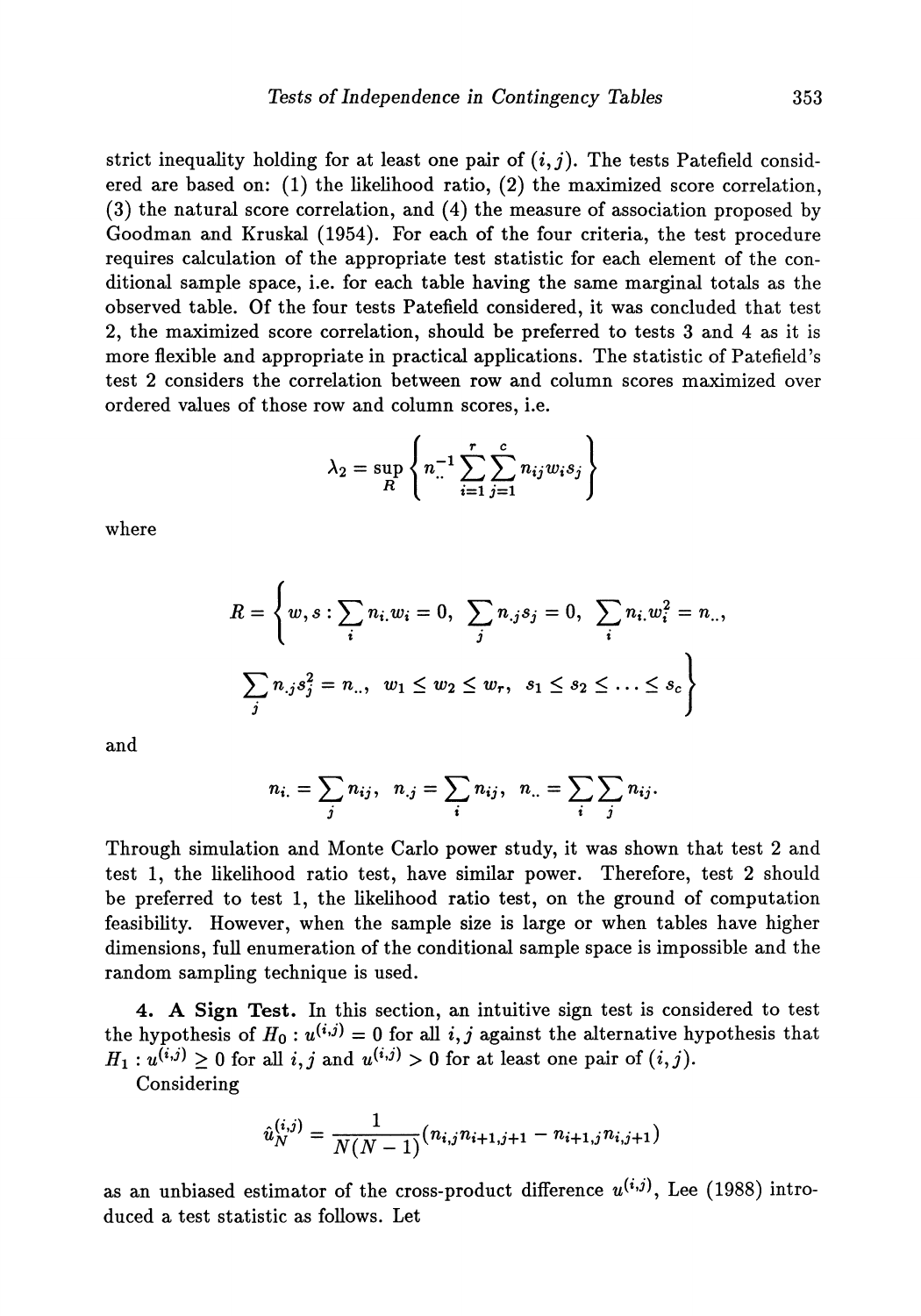strict inequality holding for at least one pair of $(i, j)$. The tests Patefield considered are based on: (1) the likelihood ratio, (2) the maximized score correlation, (3) the natural score correlation, and (4) the measure of association proposed by Goodman and Kruskal (1954). For each of the four criteria, the test procedure requires calculation of the appropriate test statistic for each element of the conditional sample space, i.e. for each table having the same marginal totals as the observed table. Of the four tests Patefield considered, it was concluded that test 2, the maximized score correlation, should be preferred to tests 3 and 4 as it is more flexible and appropriate in practical applications. The statistic of Patefield's test 2 considers the correlation between row and column scores maximized over ordered values of those row and column scores, i.e.

$$\lambda_2 = \sup_{R} \left\{ n_{..}^{-1} \sum_{i=1}^{r} \sum_{j=1}^{c} n_{ij} w_i s_j \right\}$$

where

$$R = \left\{ w, s : \sum_i n_{i.} w_i = 0, \ \sum_j n_{.j} s_j = 0, \ \sum_i n_{i.} w_i^2 = n_{..}, \right.$$

$$\left. \sum_j n_{.j} s_j^2 = n_{..}, \ w_1 \leq w_2 \leq w_r, \ s_1 \leq s_2 \leq \ldots \leq s_c \right\}$$

and

$$n_{i.} = \sum_j n_{ij}, \ n_{.j} = \sum_i n_{ij}, \ n_{..} = \sum_i \sum_j n_{ij}.$$

Through simulation and Monte Carlo power study, it was shown that test 2 and test 1, the likelihood ratio test, have similar power. Therefore, test 2 should be preferred to test 1, the likelihood ratio test, on the ground of computation feasibility. However, when the sample size is large or when tables have higher dimensions, full enumeration of the conditional sample space is impossible and the random sampling technique is used.

**4. A Sign Test.** In this section, an intuitive sign test is considered to test the hypothesis of $H_0 : u^{(i,j)} = 0$ for all $i, j$ against the alternative hypothesis that $H_1 : u^{(i,j)} \geq 0$ for all $i, j$ and $u^{(i,j)} > 0$ for at least one pair of $(i, j)$.

Considering

$$\hat{u}_N^{(i,j)} = \frac{1}{N(N-1)} (n_{i,j} n_{i+1,j+1} - n_{i+1,j} n_{i,j+1})$$

as an unbiased estimator of the cross-product difference $u^{(i,j)}$, Lee (1988) introduced a test statistic as follows. Let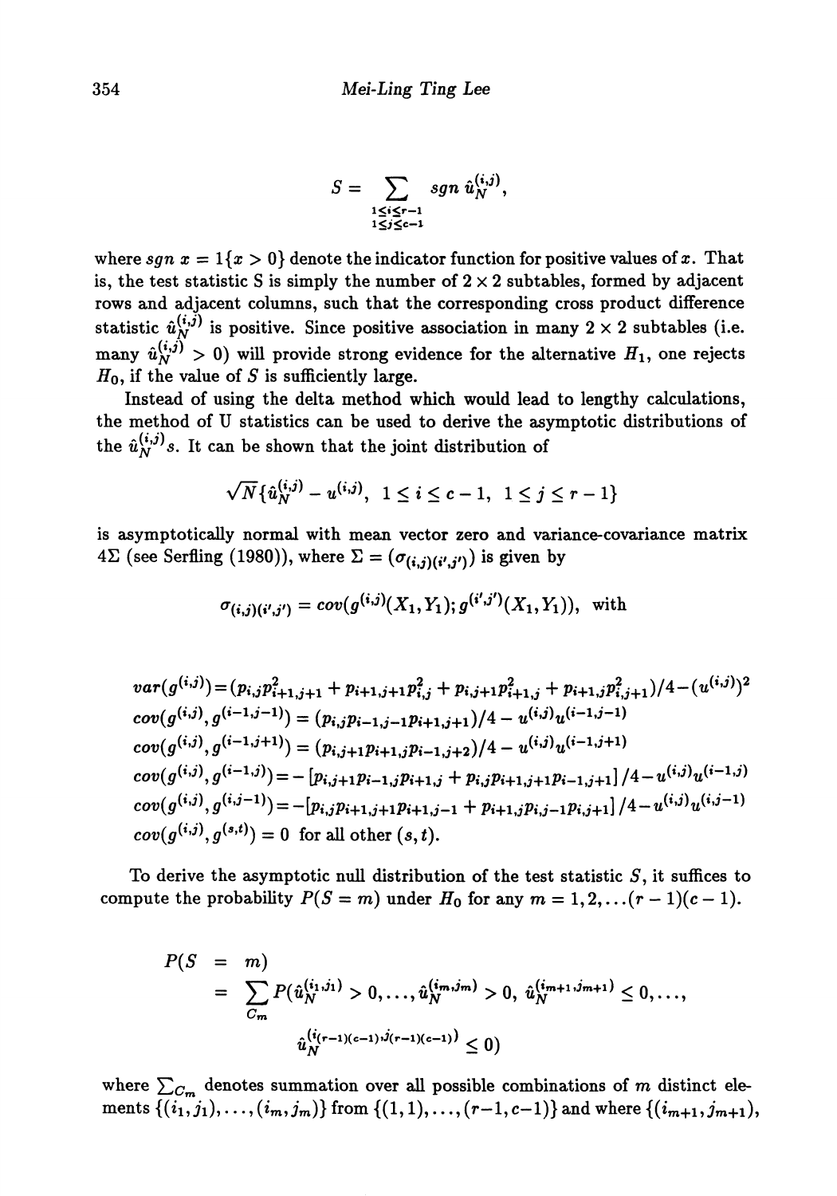$$S = \sum_{\substack{1 \leq i \leq r-1 \\ 1 \leq j \leq c-1}} sgn\ \hat{u}_N^{(i,j)},$$

where $sgn\ x = 1\{x > 0\}$ denote the indicator function for positive values of $x$. That is, the test statistic S is simply the number of $2 \times 2$ subtables, formed by adjacent rows and adjacent columns, such that the corresponding cross product difference statistic $\hat{u}_N^{(i,j)}$ is positive. Since positive association in many $2 \times 2$ subtables (i.e. many $\hat{u}_N^{(i,j)} > 0$) will provide strong evidence for the alternative $H_1$, one rejects $H_0$, if the value of $S$ is sufficiently large.

Instead of using the delta method which would lead to lengthy calculations, the method of U statistics can be used to derive the asymptotic distributions of the $\hat{u}_N^{(i,j)}$s. It can be shown that the joint distribution of

$$\sqrt{N}\{\hat{u}_N^{(i,j)} - u^{(i,j)},\ 1 \leq i \leq c-1,\ 1 \leq j \leq r-1\}$$

is asymptotically normal with mean vector zero and variance-covariance matrix $4\Sigma$ (see Serfling (1980)), where $\Sigma = (\sigma_{(i,j)(i',j')})$ is given by

$$\sigma_{(i,j)(i',j')} = cov(g^{(i,j)}(X_1, Y_1); g^{(i',j')}(X_1, Y_1)), \text{ with}$$

$$var(g^{(i,j)}) = (p_{i,j}p_{i+1,j+1}^2 + p_{i+1,j+1}p_{i,j}^2 + p_{i,j+1}p_{i+1,j}^2 + p_{i+1,j}p_{i,j+1}^2)/4 - (u^{(i,j)})^2$$
$$cov(g^{(i,j)}, g^{(i-1,j-1)}) = (p_{i,j}p_{i-1,j-1}p_{i+1,j+1})/4 - u^{(i,j)}u^{(i-1,j-1)}$$
$$cov(g^{(i,j)}, g^{(i-1,j+1)}) = (p_{i,j+1}p_{i+1,j}p_{i-1,j+2})/4 - u^{(i,j)}u^{(i-1,j+1)}$$
$$cov(g^{(i,j)}, g^{(i-1,j)}) = -\left[p_{i,j+1}p_{i-1,j}p_{i+1,j} + p_{i,j}p_{i+1,j+1}p_{i-1,j+1}\right]/4 - u^{(i,j)}u^{(i-1,j)}$$
$$cov(g^{(i,j)}, g^{(i,j-1)}) = -\left[p_{i,j}p_{i+1,j+1}p_{i+1,j-1} + p_{i+1,j}p_{i,j-1}p_{i,j+1}\right]/4 - u^{(i,j)}u^{(i,j-1)}$$
$$cov(g^{(i,j)}, g^{(s,t)}) = 0 \text{ for all other } (s,t).$$

To derive the asymptotic null distribution of the test statistic $S$, it suffices to compute the probability $P(S = m)$ under $H_0$ for any $m = 1, 2, \ldots (r-1)(c-1)$.

$$\begin{aligned} P(S &= m) \\ &= \sum_{C_m} P(\hat{u}_N^{(i_1,j_1)} > 0, \ldots, \hat{u}_N^{(i_m,j_m)} > 0,\ \hat{u}_N^{(i_{m+1},j_{m+1})} \leq 0, \ldots, \\ &\qquad \hat{u}_N^{(i_{(r-1)(c-1)},j_{(r-1)(c-1)})} \leq 0) \end{aligned}$$

where $\sum_{C_m}$ denotes summation over all possible combinations of $m$ distinct elements $\{(i_1, j_1), \ldots, (i_m, j_m)\}$ from $\{(1,1), \ldots, (r-1, c-1)\}$ and where $\{(i_{m+1}, j_{m+1}),$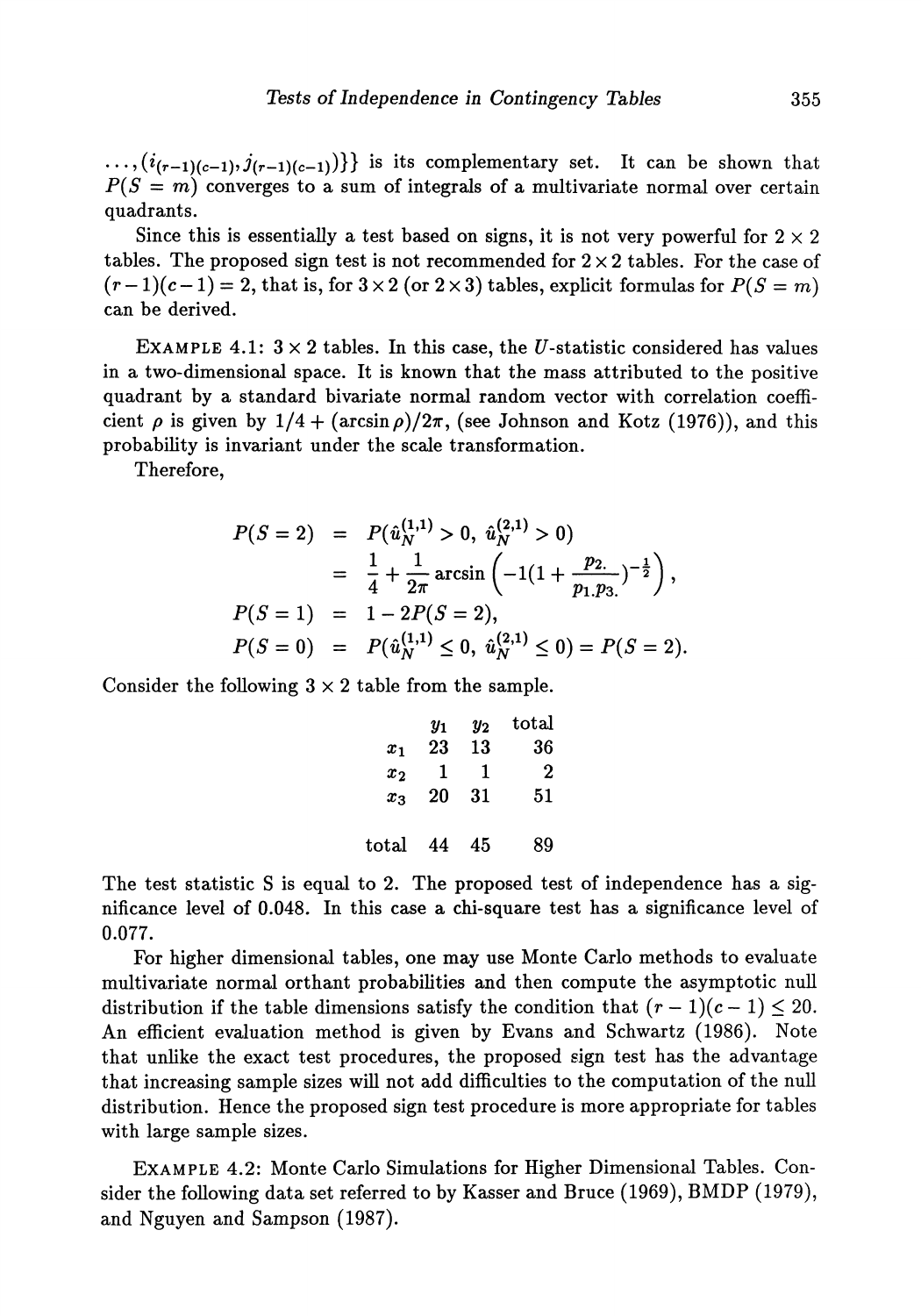$\ldots, (i_{(r-1)(c-1)}, j_{(r-1)(c-1)})\}\}$ is its complementary set. It can be shown that $P(S = m)$ converges to a sum of integrals of a multivariate normal over certain quadrants.

Since this is essentially a test based on signs, it is not very powerful for $2 \times 2$ tables. The proposed sign test is not recommended for $2 \times 2$ tables. For the case of $(r-1)(c-1) = 2$, that is, for $3 \times 2$ (or $2 \times 3$) tables, explicit formulas for $P(S = m)$ can be derived.

EXAMPLE 4.1: $3 \times 2$ tables. In this case, the $U$-statistic considered has values in a two-dimensional space. It is known that the mass attributed to the positive quadrant by a standard bivariate normal random vector with correlation coefficient $\rho$ is given by $1/4 + (\arcsin \rho)/2\pi$, (see Johnson and Kotz (1976)), and this probability is invariant under the scale transformation.

Therefore,

$$
\begin{aligned}
P(S = 2) &= P(\hat{u}_N^{(1,1)} > 0,\ \hat{u}_N^{(2,1)} > 0) \\
&= \frac{1}{4} + \frac{1}{2\pi} \arcsin\left(-1(1 + \frac{p_{2.}}{p_{1.}p_{3.}})^{-\frac{1}{2}}\right), \\
P(S = 1) &= 1 - 2P(S = 2), \\
P(S = 0) &= P(\hat{u}_N^{(1,1)} \le 0,\ \hat{u}_N^{(2,1)} \le 0) = P(S = 2).
\end{aligned}
$$

Consider the following $3 \times 2$ table from the sample.

| | $y_1$ | $y_2$ | total |
|---|---|---|---|
| $x_1$ | 23 | 13 | 36 |
| $x_2$ | 1 | 1 | 2 |
| $x_3$ | 20 | 31 | 51 |
| total | 44 | 45 | 89 |

The test statistic S is equal to 2. The proposed test of independence has a significance level of 0.048. In this case a chi-square test has a significance level of 0.077.

For higher dimensional tables, one may use Monte Carlo methods to evaluate multivariate normal orthant probabilities and then compute the asymptotic null distribution if the table dimensions satisfy the condition that $(r-1)(c-1) \le 20$. An efficient evaluation method is given by Evans and Schwartz (1986). Note that unlike the exact test procedures, the proposed sign test has the advantage that increasing sample sizes will not add difficulties to the computation of the null distribution. Hence the proposed sign test procedure is more appropriate for tables with large sample sizes.

EXAMPLE 4.2: Monte Carlo Simulations for Higher Dimensional Tables. Consider the following data set referred to by Kasser and Bruce (1969), BMDP (1979), and Nguyen and Sampson (1987).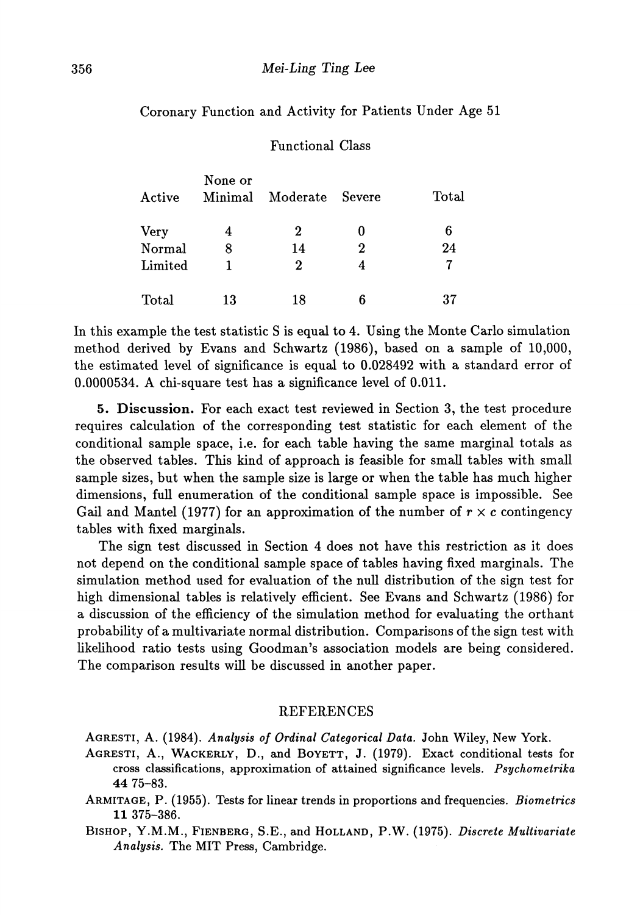Coronary Function and Activity for Patients Under Age 51

| | Functional Class | | | |
|---|---|---|---|---|
| Active | None or Minimal | Moderate | Severe | Total |
| Very | 4 | 2 | 0 | 6 |
| Normal | 8 | 14 | 2 | 24 |
| Limited | 1 | 2 | 4 | 7 |
| Total | 13 | 18 | 6 | 37 |

In this example the test statistic S is equal to 4. Using the Monte Carlo simulation method derived by Evans and Schwartz (1986), based on a sample of 10,000, the estimated level of significance is equal to 0.028492 with a standard error of 0.0000534. A chi-square test has a significance level of 0.011.

**5. Discussion.** For each exact test reviewed in Section 3, the test procedure requires calculation of the corresponding test statistic for each element of the conditional sample space, i.e. for each table having the same marginal totals as the observed tables. This kind of approach is feasible for small tables with small sample sizes, but when the sample size is large or when the table has much higher dimensions, full enumeration of the conditional sample space is impossible. See Gail and Mantel (1977) for an approximation of the number of $r \times c$ contingency tables with fixed marginals.

The sign test discussed in Section 4 does not have this restriction as it does not depend on the conditional sample space of tables having fixed marginals. The simulation method used for evaluation of the null distribution of the sign test for high dimensional tables is relatively efficient. See Evans and Schwartz (1986) for a discussion of the efficiency of the simulation method for evaluating the orthant probability of a multivariate normal distribution. Comparisons of the sign test with likelihood ratio tests using Goodman's association models are being considered. The comparison results will be discussed in another paper.

## REFERENCES

AGRESTI, A. (1984). *Analysis of Ordinal Categorical Data.* John Wiley, New York.

AGRESTI, A., WACKERLY, D., and BOYETT, J. (1979). Exact conditional tests for cross classifications, approximation of attained significance levels. *Psychometrika* **44** 75–83.

ARMITAGE, P. (1955). Tests for linear trends in proportions and frequencies. *Biometrics* **11** 375–386.

BISHOP, Y.M.M., FIENBERG, S.E., and HOLLAND, P.W. (1975). *Discrete Multivariate Analysis.* The MIT Press, Cambridge.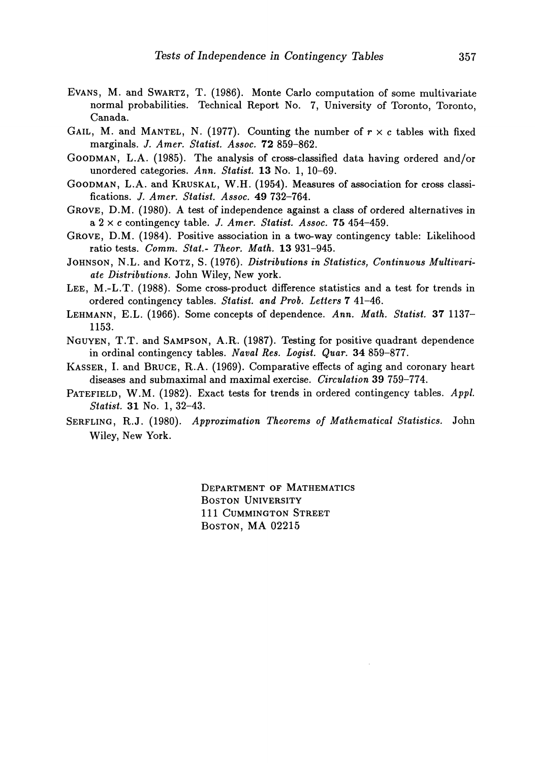EVANS, M. and SWARTZ, T. (1986). Monte Carlo computation of some multivariate normal probabilities. Technical Report No. 7, University of Toronto, Toronto, Canada.

GAIL, M. and MANTEL, N. (1977). Counting the number of $r \times c$ tables with fixed marginals. *J. Amer. Statist. Assoc.* **72** 859–862.

GOODMAN, L.A. (1985). The analysis of cross-classified data having ordered and/or unordered categories. *Ann. Statist.* **13** No. 1, 10–69.

GOODMAN, L.A. and KRUSKAL, W.H. (1954). Measures of association for cross classifications. *J. Amer. Statist. Assoc.* **49** 732–764.

GROVE, D.M. (1980). A test of independence against a class of ordered alternatives in a $2 \times c$ contingency table. *J. Amer. Statist. Assoc.* **75** 454–459.

GROVE, D.M. (1984). Positive association in a two-way contingency table: Likelihood ratio tests. *Comm. Stat.- Theor. Math.* **13** 931–945.

JOHNSON, N.L. and KOTZ, S. (1976). *Distributions in Statistics, Continuous Multivariate Distributions.* John Wiley, New york.

LEE, M.-L.T. (1988). Some cross-product difference statistics and a test for trends in ordered contingency tables. *Statist. and Prob. Letters* **7** 41–46.

LEHMANN, E.L. (1966). Some concepts of dependence. *Ann. Math. Statist.* **37** 1137–1153.

NGUYEN, T.T. and SAMPSON, A.R. (1987). Testing for positive quadrant dependence in ordinal contingency tables. *Naval Res. Logist. Quar.* **34** 859–877.

KASSER, I. and BRUCE, R.A. (1969). Comparative effects of aging and coronary heart diseases and submaximal and maximal exercise. *Circulation* **39** 759–774.

PATEFIELD, W.M. (1982). Exact tests for trends in ordered contingency tables. *Appl. Statist.* **31** No. 1, 32–43.

SERFLING, R.J. (1980). *Approximation Theorems of Mathematical Statistics.* John Wiley, New York.

DEPARTMENT OF MATHEMATICS
BOSTON UNIVERSITY
111 CUMMINGTON STREET
BOSTON, MA 02215